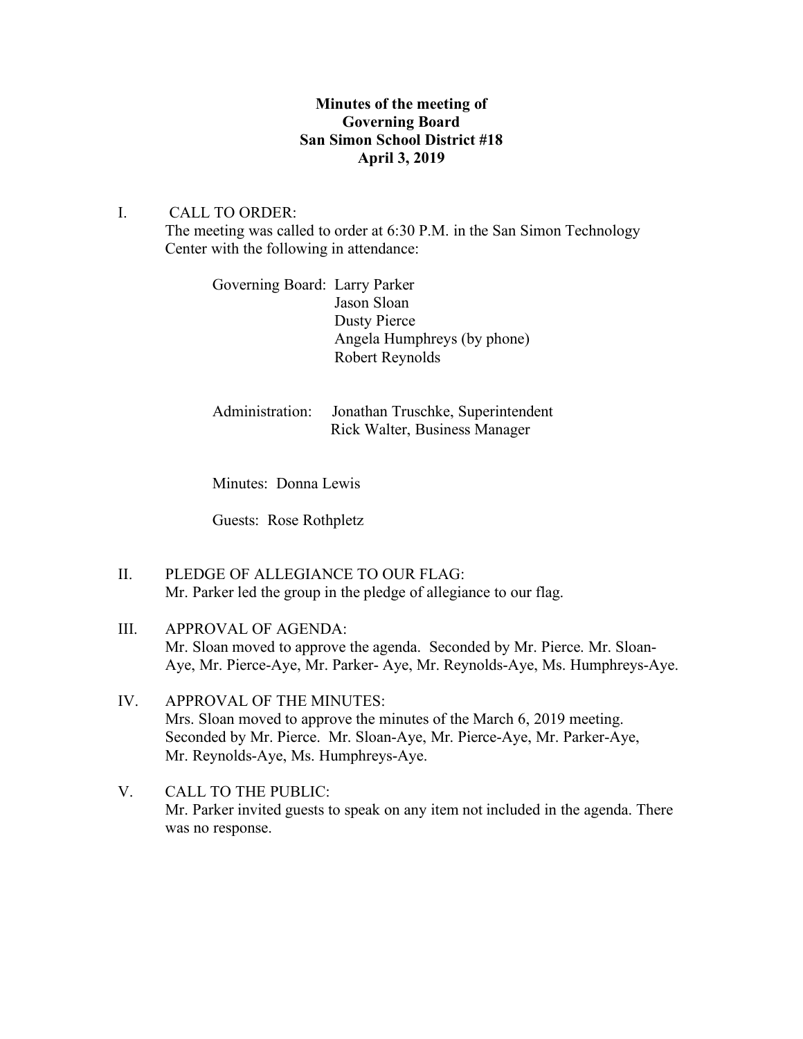**Minutes of the meeting of**
**Governing Board**
**San Simon School District #18**
**April 3, 2019**

I. CALL TO ORDER:
The meeting was called to order at 6:30 P.M. in the San Simon Technology Center with the following in attendance:

Governing Board: Larry Parker
Jason Sloan
Dusty Pierce
Angela Humphreys (by phone)
Robert Reynolds

Administration: Jonathan Truschke, Superintendent
Rick Walter, Business Manager

Minutes: Donna Lewis

Guests: Rose Rothpletz

II. PLEDGE OF ALLEGIANCE TO OUR FLAG:
Mr. Parker led the group in the pledge of allegiance to our flag.

III. APPROVAL OF AGENDA:
Mr. Sloan moved to approve the agenda. Seconded by Mr. Pierce. Mr. Sloan-Aye, Mr. Pierce-Aye, Mr. Parker- Aye, Mr. Reynolds-Aye, Ms. Humphreys-Aye.

IV. APPROVAL OF THE MINUTES:
Mrs. Sloan moved to approve the minutes of the March 6, 2019 meeting. Seconded by Mr. Pierce. Mr. Sloan-Aye, Mr. Pierce-Aye, Mr. Parker-Aye, Mr. Reynolds-Aye, Ms. Humphreys-Aye.

V. CALL TO THE PUBLIC:
Mr. Parker invited guests to speak on any item not included in the agenda. There was no response.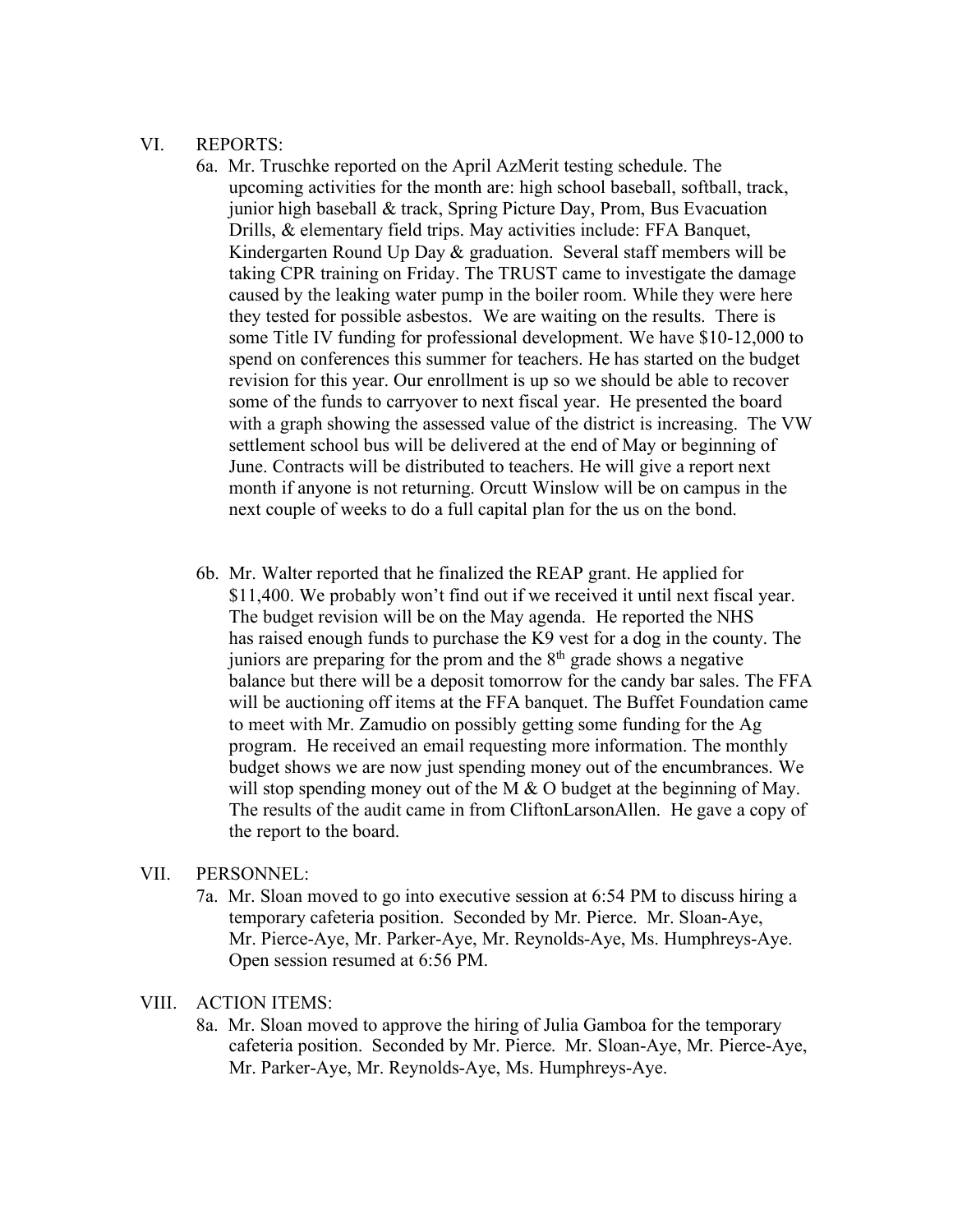VI. REPORTS:

6a. Mr. Truschke reported on the April AzMerit testing schedule. The upcoming activities for the month are: high school baseball, softball, track, junior high baseball & track, Spring Picture Day, Prom, Bus Evacuation Drills, & elementary field trips. May activities include: FFA Banquet, Kindergarten Round Up Day & graduation. Several staff members will be taking CPR training on Friday. The TRUST came to investigate the damage caused by the leaking water pump in the boiler room. While they were here they tested for possible asbestos. We are waiting on the results. There is some Title IV funding for professional development. We have $10-12,000 to spend on conferences this summer for teachers. He has started on the budget revision for this year. Our enrollment is up so we should be able to recover some of the funds to carryover to next fiscal year. He presented the board with a graph showing the assessed value of the district is increasing. The VW settlement school bus will be delivered at the end of May or beginning of June. Contracts will be distributed to teachers. He will give a report next month if anyone is not returning. Orcutt Winslow will be on campus in the next couple of weeks to do a full capital plan for the us on the bond.

6b. Mr. Walter reported that he finalized the REAP grant. He applied for $11,400. We probably won't find out if we received it until next fiscal year. The budget revision will be on the May agenda. He reported the NHS has raised enough funds to purchase the K9 vest for a dog in the county. The juniors are preparing for the prom and the 8th grade shows a negative balance but there will be a deposit tomorrow for the candy bar sales. The FFA will be auctioning off items at the FFA banquet. The Buffet Foundation came to meet with Mr. Zamudio on possibly getting some funding for the Ag program. He received an email requesting more information. The monthly budget shows we are now just spending money out of the encumbrances. We will stop spending money out of the M & O budget at the beginning of May. The results of the audit came in from CliftonLarsonAllen. He gave a copy of the report to the board.

VII. PERSONNEL:

7a. Mr. Sloan moved to go into executive session at 6:54 PM to discuss hiring a temporary cafeteria position. Seconded by Mr. Pierce. Mr. Sloan-Aye, Mr. Pierce-Aye, Mr. Parker-Aye, Mr. Reynolds-Aye, Ms. Humphreys-Aye. Open session resumed at 6:56 PM.

VIII. ACTION ITEMS:

8a. Mr. Sloan moved to approve the hiring of Julia Gamboa for the temporary cafeteria position. Seconded by Mr. Pierce. Mr. Sloan-Aye, Mr. Pierce-Aye, Mr. Parker-Aye, Mr. Reynolds-Aye, Ms. Humphreys-Aye.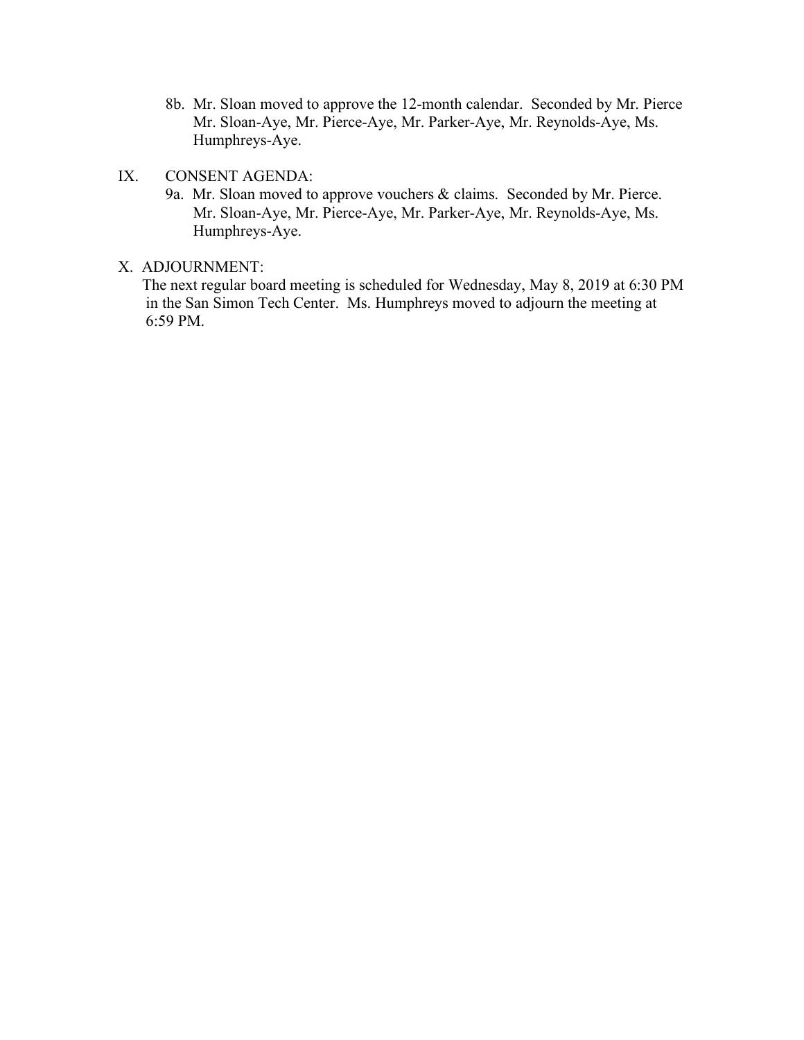8b. Mr. Sloan moved to approve the 12-month calendar. Seconded by Mr. Pierce Mr. Sloan-Aye, Mr. Pierce-Aye, Mr. Parker-Aye, Mr. Reynolds-Aye, Ms. Humphreys-Aye.

IX. CONSENT AGENDA:

9a. Mr. Sloan moved to approve vouchers & claims. Seconded by Mr. Pierce. Mr. Sloan-Aye, Mr. Pierce-Aye, Mr. Parker-Aye, Mr. Reynolds-Aye, Ms. Humphreys-Aye.

X. ADJOURNMENT:

The next regular board meeting is scheduled for Wednesday, May 8, 2019 at 6:30 PM in the San Simon Tech Center. Ms. Humphreys moved to adjourn the meeting at 6:59 PM.